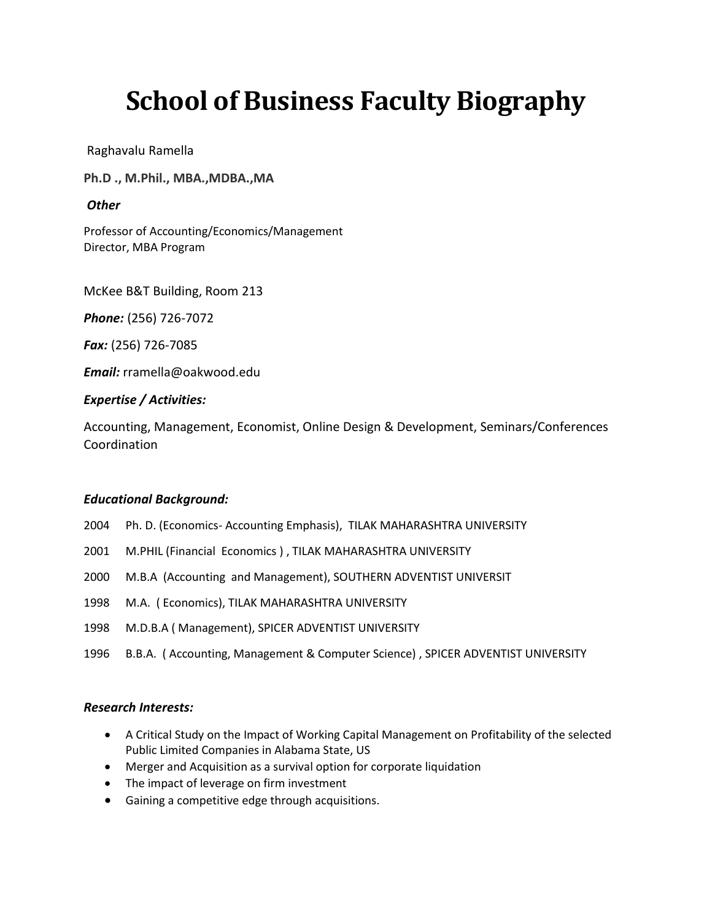# School of Business Faculty Biography

Raghavalu Ramella

**Ph.D ., M.Phil., MBA.,MDBA.,MA**

***Other***

Professor of Accounting/Economics/Management
Director, MBA Program

McKee B&T Building, Room 213

***Phone:*** (256) 726-7072

***Fax:*** (256) 726-7085

***Email:*** rramella@oakwood.edu

***Expertise / Activities:***

Accounting, Management, Economist, Online Design & Development, Seminars/Conferences Coordination

***Educational Background:***

2004 Ph. D. (Economics- Accounting Emphasis), TILAK MAHARASHTRA UNIVERSITY

2001 M.PHIL (Financial Economics ) , TILAK MAHARASHTRA UNIVERSITY

2000 M.B.A (Accounting and Management), SOUTHERN ADVENTIST UNIVERSIT

1998 M.A. ( Economics), TILAK MAHARASHTRA UNIVERSITY

1998 M.D.B.A ( Management), SPICER ADVENTIST UNIVERSITY

1996 B.B.A. ( Accounting, Management & Computer Science) , SPICER ADVENTIST UNIVERSITY

***Research Interests:***

- A Critical Study on the Impact of Working Capital Management on Profitability of the selected Public Limited Companies in Alabama State, US
- Merger and Acquisition as a survival option for corporate liquidation
- The impact of leverage on firm investment
- Gaining a competitive edge through acquisitions.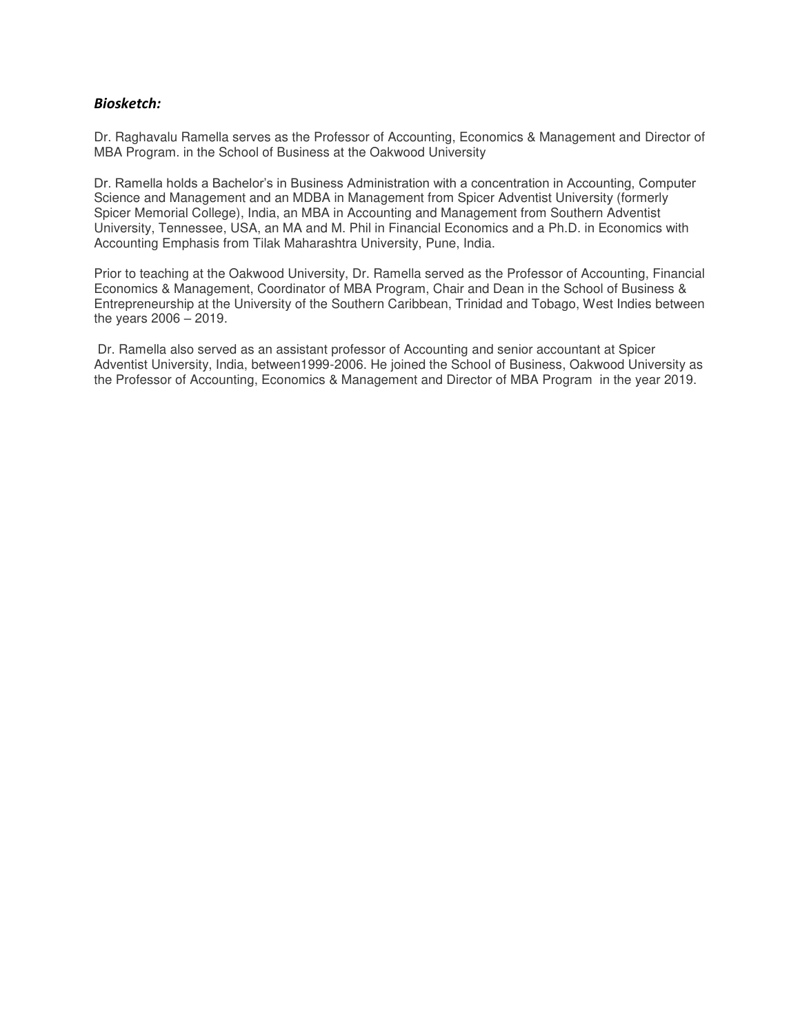### *Biosketch:*

Dr. Raghavalu Ramella serves as the Professor of Accounting, Economics & Management and Director of MBA Program. in the School of Business at the Oakwood University

Dr. Ramella holds a Bachelor's in Business Administration with a concentration in Accounting, Computer Science and Management and an MDBA in Management from Spicer Adventist University (formerly Spicer Memorial College), India, an MBA in Accounting and Management from Southern Adventist University, Tennessee, USA, an MA and M. Phil in Financial Economics and a Ph.D. in Economics with Accounting Emphasis from Tilak Maharashtra University, Pune, India.

Prior to teaching at the Oakwood University, Dr. Ramella served as the Professor of Accounting, Financial Economics & Management, Coordinator of MBA Program, Chair and Dean in the School of Business & Entrepreneurship at the University of the Southern Caribbean, Trinidad and Tobago, West Indies between the years 2006 – 2019.

Dr. Ramella also served as an assistant professor of Accounting and senior accountant at Spicer Adventist University, India, between1999-2006. He joined the School of Business, Oakwood University as the Professor of Accounting, Economics & Management and Director of MBA Program in the year 2019.